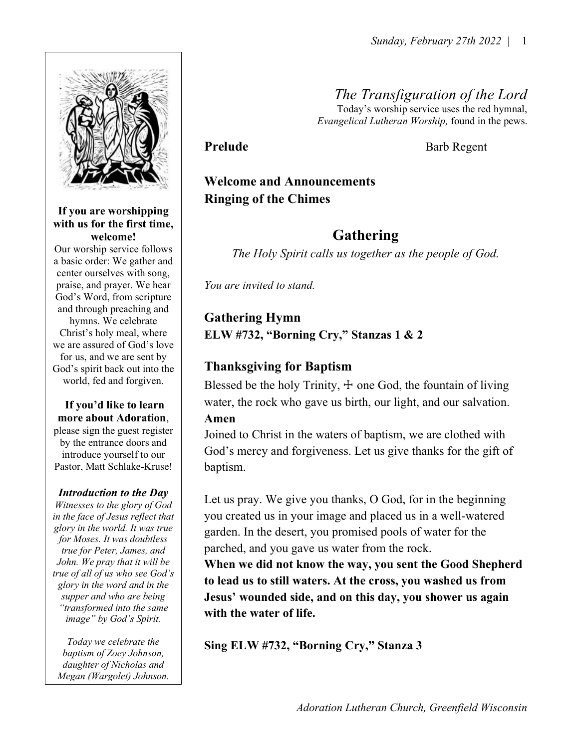# The Transfiguration of the Lord

Today's worship service uses the red hymnal, *Evangelical Lutheran Worship,* found in the pews.

**Prelude** Barb Regent

**Welcome and Announcements**

**Ringing of the Chimes**

## Gathering

*The Holy Spirit calls us together as the people of God.*

*You are invited to stand.*

### Gathering Hymn

**ELW #732, "Borning Cry," Stanzas 1 & 2**

### Thanksgiving for Baptism

Blessed be the holy Trinity, ☩ one God, the fountain of living water, the rock who gave us birth, our light, and our salvation.

**Amen**

Joined to Christ in the waters of baptism, we are clothed with God's mercy and forgiveness. Let us give thanks for the gift of baptism.

Let us pray. We give you thanks, O God, for in the beginning you created us in your image and placed us in a well-watered garden. In the desert, you promised pools of water for the parched, and you gave us water from the rock.

**When we did not know the way, you sent the Good Shepherd to lead us to still waters. At the cross, you washed us from Jesus' wounded side, and on this day, you shower us again with the water of life.**

**Sing ELW #732, "Borning Cry," Stanza 3**

---

**If you are worshipping with us for the first time, welcome!**

Our worship service follows a basic order: We gather and center ourselves with song, praise, and prayer. We hear God's Word, from scripture and through preaching and hymns. We celebrate Christ's holy meal, where we are assured of God's love for us, and we are sent by God's spirit back out into the world, fed and forgiven.

**If you'd like to learn more about Adoration**, please sign the guest register by the entrance doors and introduce yourself to our Pastor, Matt Schlake-Kruse!

***Introduction to the Day***

*Witnesses to the glory of God in the face of Jesus reflect that glory in the world. It was true for Moses. It was doubtless true for Peter, James, and John. We pray that it will be true of all of us who see God's glory in the word and in the supper and who are being "transformed into the same image" by God's Spirit.*

*Today we celebrate the baptism of Zoey Johnson, daughter of Nicholas and Megan (Wargolet) Johnson.*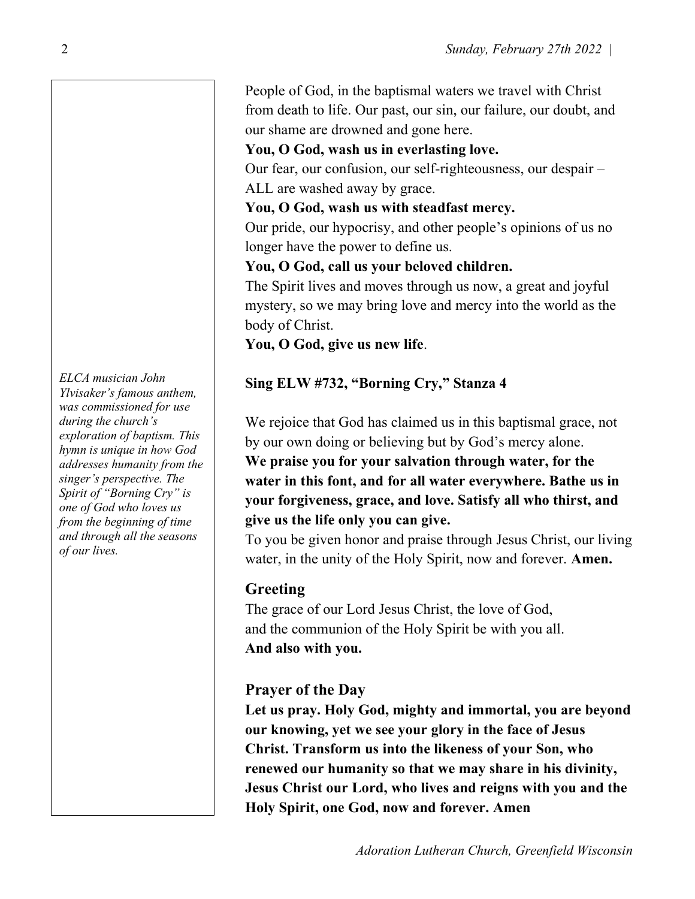People of God, in the baptismal waters we travel with Christ from death to life. Our past, our sin, our failure, our doubt, and our shame are drowned and gone here.

**You, O God, wash us in everlasting love.**

Our fear, our confusion, our self-righteousness, our despair – ALL are washed away by grace.

**You, O God, wash us with steadfast mercy.**

Our pride, our hypocrisy, and other people's opinions of us no longer have the power to define us.

**You, O God, call us your beloved children.**

The Spirit lives and moves through us now, a great and joyful mystery, so we may bring love and mercy into the world as the body of Christ.

**You, O God, give us new life**.

*ELCA musician John Ylvisaker's famous anthem, was commissioned for use during the church's exploration of baptism. This hymn is unique in how God addresses humanity from the singer's perspective. The Spirit of "Borning Cry" is one of God who loves us from the beginning of time and through all the seasons of our lives.*

**Sing ELW #732, "Borning Cry," Stanza 4**

We rejoice that God has claimed us in this baptismal grace, not by our own doing or believing but by God's mercy alone.

**We praise you for your salvation through water, for the water in this font, and for all water everywhere. Bathe us in your forgiveness, grace, and love. Satisfy all who thirst, and give us the life only you can give.**

To you be given honor and praise through Jesus Christ, our living water, in the unity of the Holy Spirit, now and forever. **Amen.**

## Greeting

The grace of our Lord Jesus Christ, the love of God,
and the communion of the Holy Spirit be with you all.
**And also with you.**

## Prayer of the Day

**Let us pray. Holy God, mighty and immortal, you are beyond our knowing, yet we see your glory in the face of Jesus Christ. Transform us into the likeness of your Son, who renewed our humanity so that we may share in his divinity, Jesus Christ our Lord, who lives and reigns with you and the Holy Spirit, one God, now and forever. Amen**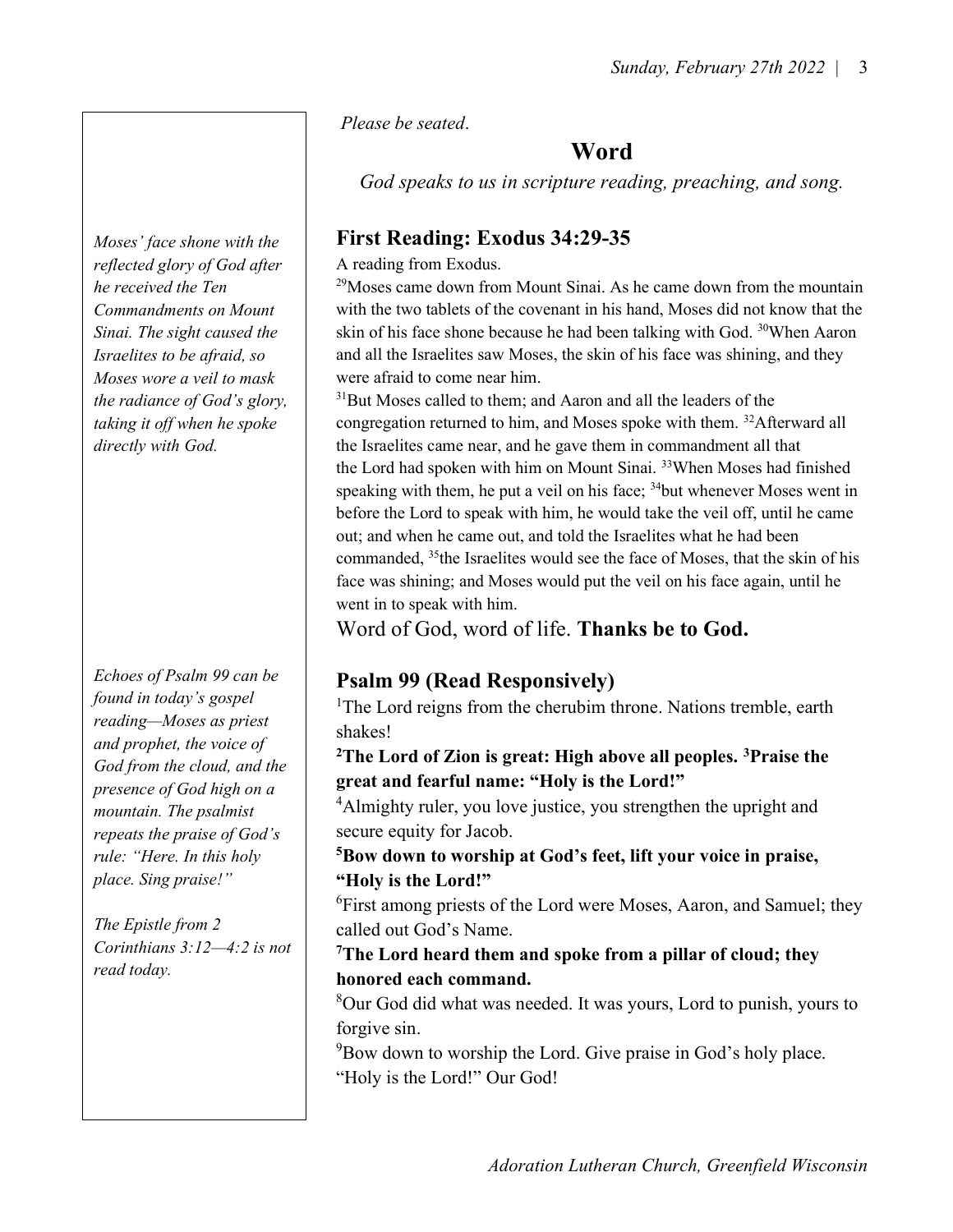*Please be seated*.

## Word

*God speaks to us in scripture reading, preaching, and song.*

### First Reading: Exodus 34:29-35

*Moses' face shone with the reflected glory of God after he received the Ten Commandments on Mount Sinai. The sight caused the Israelites to be afraid, so Moses wore a veil to mask the radiance of God's glory, taking it off when he spoke directly with God.*

A reading from Exodus.

[29]Moses came down from Mount Sinai. As he came down from the mountain with the two tablets of the covenant in his hand, Moses did not know that the skin of his face shone because he had been talking with God. [30]When Aaron and all the Israelites saw Moses, the skin of his face was shining, and they were afraid to come near him.

[31]But Moses called to them; and Aaron and all the leaders of the congregation returned to him, and Moses spoke with them. [32]Afterward all the Israelites came near, and he gave them in commandment all that the Lord had spoken with him on Mount Sinai. [33]When Moses had finished speaking with them, he put a veil on his face; [34]but whenever Moses went in before the Lord to speak with him, he would take the veil off, until he came out; and when he came out, and told the Israelites what he had been commanded, [35]the Israelites would see the face of Moses, that the skin of his face was shining; and Moses would put the veil on his face again, until he went in to speak with him.

Word of God, word of life. **Thanks be to God.**

### Psalm 99 (Read Responsively)

*Echoes of Psalm 99 can be found in today's gospel reading—Moses as priest and prophet, the voice of God from the cloud, and the presence of God high on a mountain. The psalmist repeats the praise of God's rule: "Here. In this holy place. Sing praise!"*

*The Epistle from 2 Corinthians 3:12—4:2 is not read today.*

[1]The Lord reigns from the cherubim throne. Nations tremble, earth shakes!

**[2]The Lord of Zion is great: High above all peoples. [3]Praise the great and fearful name: "Holy is the Lord!"**

[4]Almighty ruler, you love justice, you strengthen the upright and secure equity for Jacob.

**[5]Bow down to worship at God's feet, lift your voice in praise, "Holy is the Lord!"**

[6]First among priests of the Lord were Moses, Aaron, and Samuel; they called out God's Name.

**[7]The Lord heard them and spoke from a pillar of cloud; they honored each command.**

[8]Our God did what was needed. It was yours, Lord to punish, yours to forgive sin.

[9]Bow down to worship the Lord. Give praise in God's holy place. "Holy is the Lord!" Our God!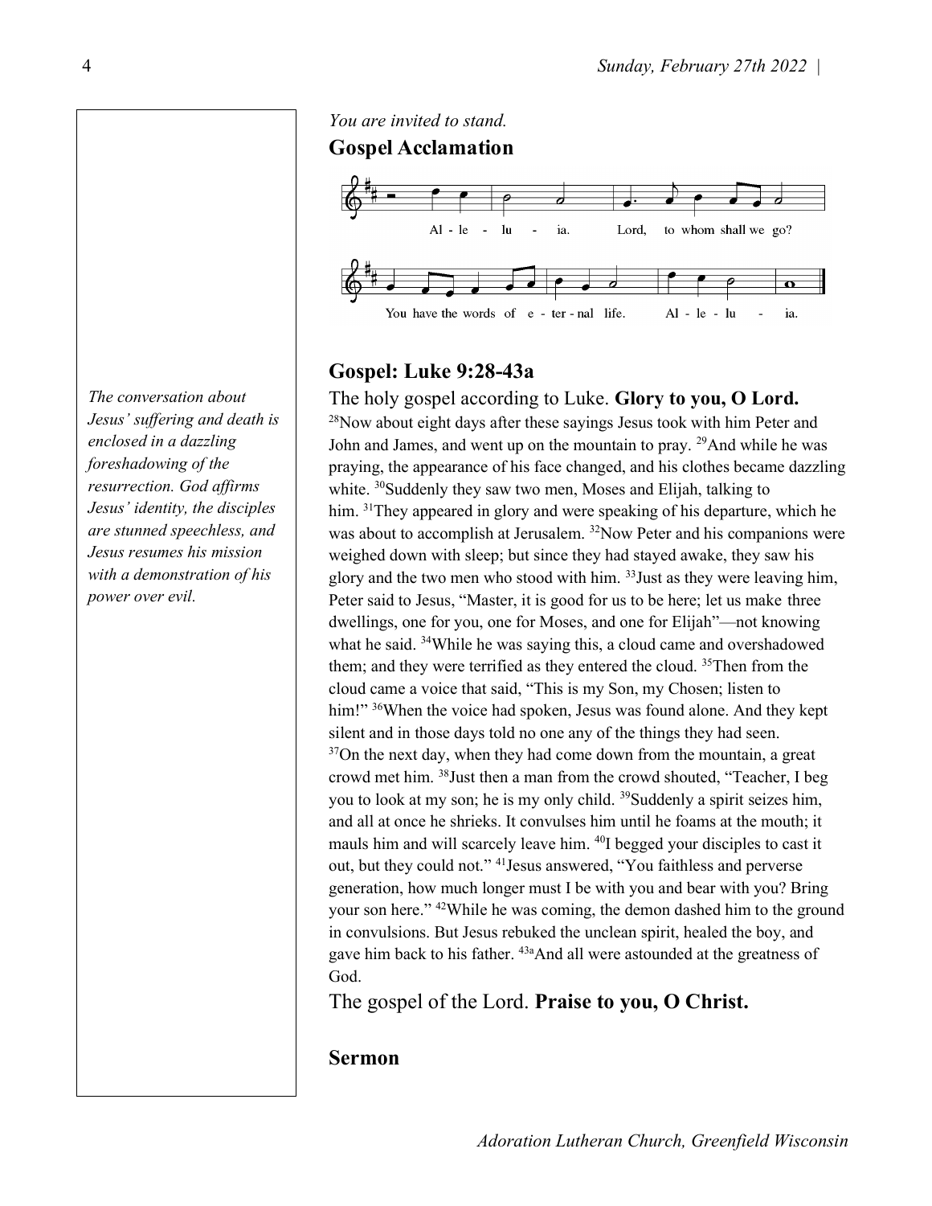*You are invited to stand.*

## Gospel Acclamation

Al - le - lu - ia. Lord, to whom shall we go?

You have the words of e - ter - nal life. Al - le - lu - ia.

## Gospel: Luke 9:28-43a

*The conversation about Jesus' suffering and death is enclosed in a dazzling foreshadowing of the resurrection. God affirms Jesus' identity, the disciples are stunned speechless, and Jesus resumes his mission with a demonstration of his power over evil.*

The holy gospel according to Luke. **Glory to you, O Lord.**

[28]Now about eight days after these sayings Jesus took with him Peter and John and James, and went up on the mountain to pray. [29]And while he was praying, the appearance of his face changed, and his clothes became dazzling white. [30]Suddenly they saw two men, Moses and Elijah, talking to him. [31]They appeared in glory and were speaking of his departure, which he was about to accomplish at Jerusalem. [32]Now Peter and his companions were weighed down with sleep; but since they had stayed awake, they saw his glory and the two men who stood with him. [33]Just as they were leaving him, Peter said to Jesus, "Master, it is good for us to be here; let us make three dwellings, one for you, one for Moses, and one for Elijah"—not knowing what he said. [34]While he was saying this, a cloud came and overshadowed them; and they were terrified as they entered the cloud. [35]Then from the cloud came a voice that said, "This is my Son, my Chosen; listen to him!" [36]When the voice had spoken, Jesus was found alone. And they kept silent and in those days told no one any of the things they had seen. [37]On the next day, when they had come down from the mountain, a great crowd met him. [38]Just then a man from the crowd shouted, "Teacher, I beg you to look at my son; he is my only child. [39]Suddenly a spirit seizes him, and all at once he shrieks. It convulses him until he foams at the mouth; it mauls him and will scarcely leave him. [40]I begged your disciples to cast it out, but they could not." [41]Jesus answered, "You faithless and perverse generation, how much longer must I be with you and bear with you? Bring your son here." [42]While he was coming, the demon dashed him to the ground in convulsions. But Jesus rebuked the unclean spirit, healed the boy, and gave him back to his father. [43a]And all were astounded at the greatness of God.

The gospel of the Lord. **Praise to you, O Christ.**

## Sermon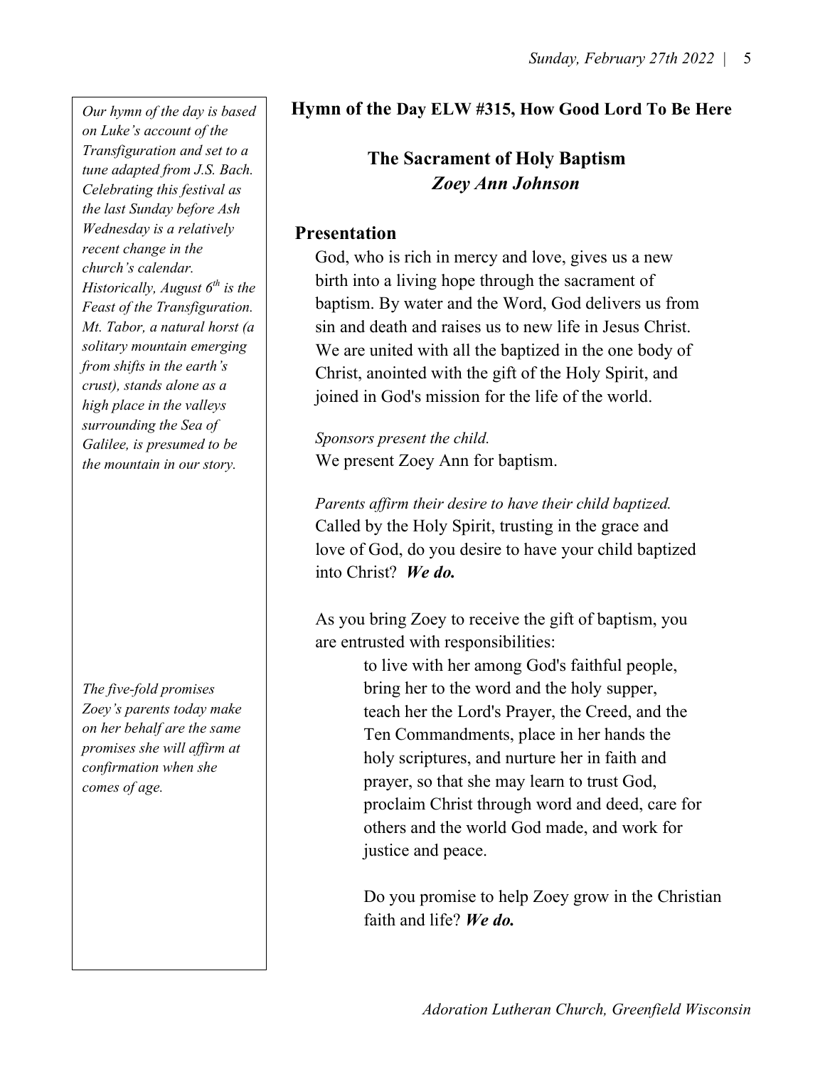*Our hymn of the day is based on Luke's account of the Transfiguration and set to a tune adapted from J.S. Bach. Celebrating this festival as the last Sunday before Ash Wednesday is a relatively recent change in the church's calendar. Historically, August 6th is the Feast of the Transfiguration. Mt. Tabor, a natural horst (a solitary mountain emerging from shifts in the earth's crust), stands alone as a high place in the valleys surrounding the Sea of Galilee, is presumed to be the mountain in our story.*

*The five-fold promises Zoey's parents today make on her behalf are the same promises she will affirm at confirmation when she comes of age.*

**Hymn of the Day ELW #315, How Good Lord To Be Here**

## The Sacrament of Holy Baptism
## *Zoey Ann Johnson*

### Presentation

God, who is rich in mercy and love, gives us a new birth into a living hope through the sacrament of baptism. By water and the Word, God delivers us from sin and death and raises us to new life in Jesus Christ. We are united with all the baptized in the one body of Christ, anointed with the gift of the Holy Spirit, and joined in God's mission for the life of the world.

*Sponsors present the child.*
We present Zoey Ann for baptism.

*Parents affirm their desire to have their child baptized.*
Called by the Holy Spirit, trusting in the grace and love of God, do you desire to have your child baptized into Christ? ***We do.***

As you bring Zoey to receive the gift of baptism, you are entrusted with responsibilities:

> to live with her among God's faithful people, bring her to the word and the holy supper, teach her the Lord's Prayer, the Creed, and the Ten Commandments, place in her hands the holy scriptures, and nurture her in faith and prayer, so that she may learn to trust God, proclaim Christ through word and deed, care for others and the world God made, and work for justice and peace.
>
> Do you promise to help Zoey grow in the Christian faith and life? ***We do.***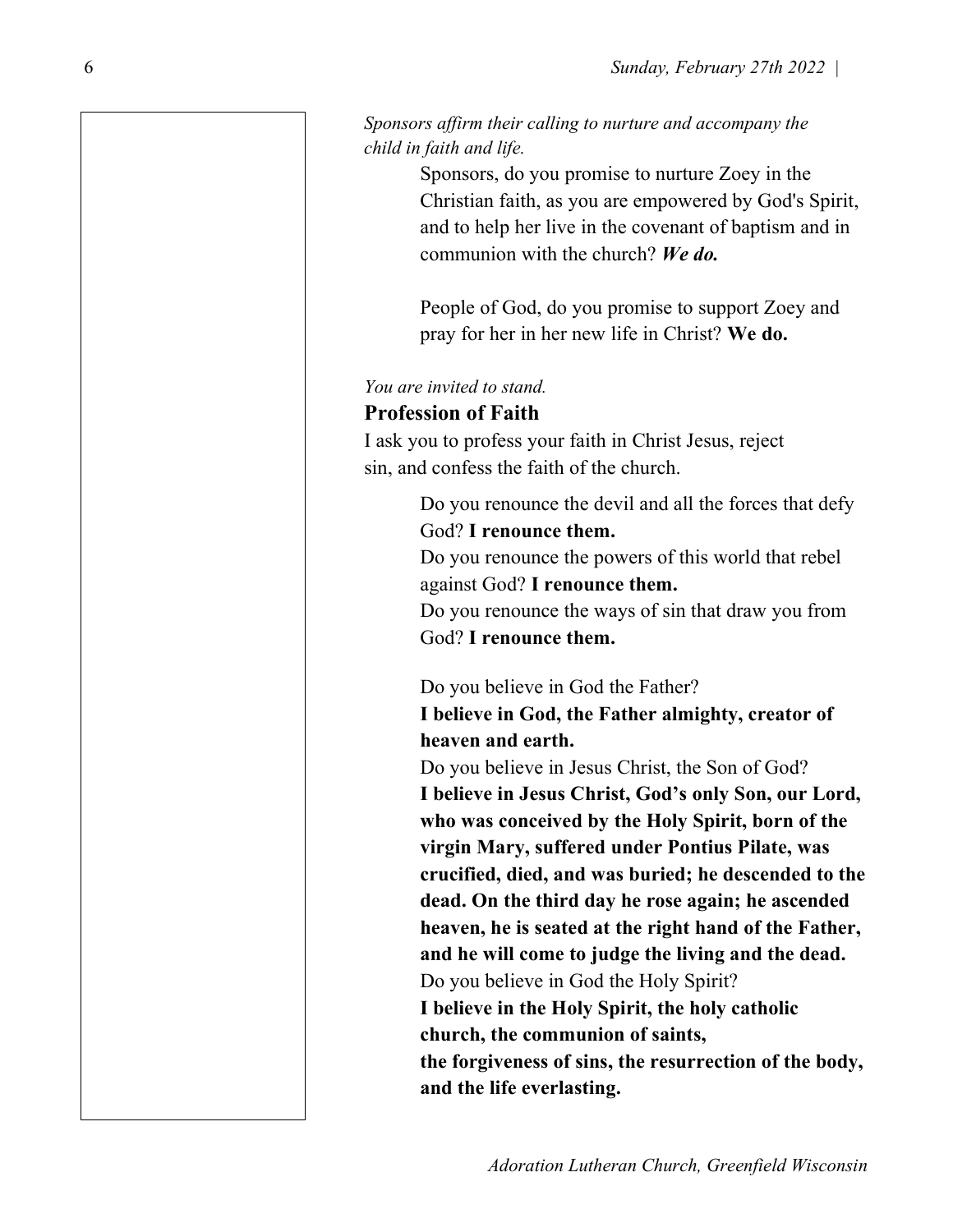*Sponsors affirm their calling to nurture and accompany the child in faith and life.*

Sponsors, do you promise to nurture Zoey in the Christian faith, as you are empowered by God's Spirit, and to help her live in the covenant of baptism and in communion with the church? ***We do.***

People of God, do you promise to support Zoey and pray for her in her new life in Christ? **We do.**

*You are invited to stand.*

### Profession of Faith

I ask you to profess your faith in Christ Jesus, reject sin, and confess the faith of the church.

Do you renounce the devil and all the forces that defy God? **I renounce them.**
Do you renounce the powers of this world that rebel against God? **I renounce them.**
Do you renounce the ways of sin that draw you from God? **I renounce them.**

Do you believe in God the Father?
**I believe in God, the Father almighty, creator of heaven and earth.**
Do you believe in Jesus Christ, the Son of God?
**I believe in Jesus Christ, God's only Son, our Lord, who was conceived by the Holy Spirit, born of the virgin Mary, suffered under Pontius Pilate, was crucified, died, and was buried; he descended to the dead. On the third day he rose again; he ascended heaven, he is seated at the right hand of the Father, and he will come to judge the living and the dead.**
Do you believe in God the Holy Spirit?
**I believe in the Holy Spirit, the holy catholic church, the communion of saints,**
**the forgiveness of sins, the resurrection of the body, and the life everlasting.**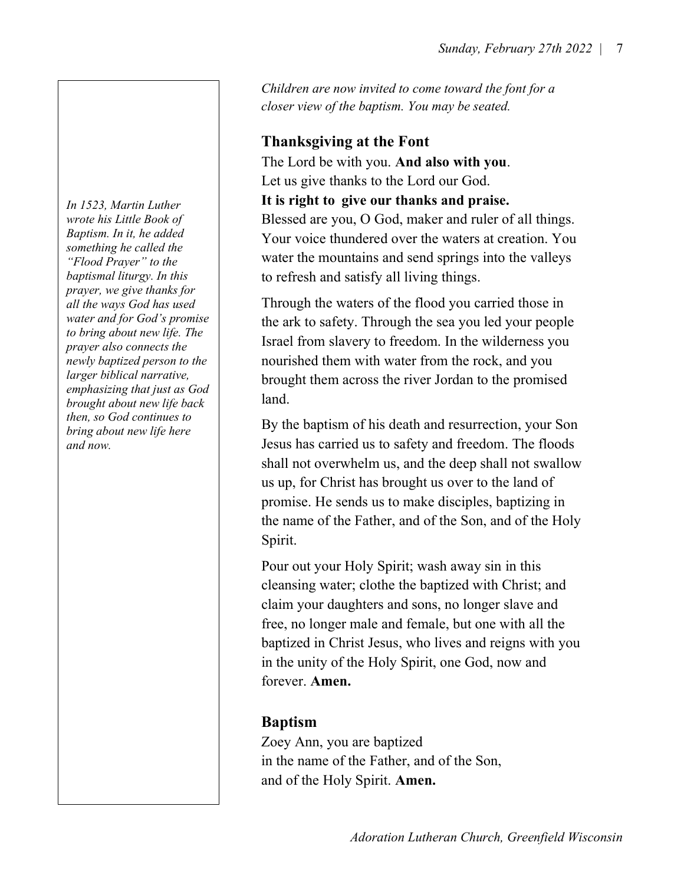*Children are now invited to come toward the font for a closer view of the baptism. You may be seated.*

## Thanksgiving at the Font

*In 1523, Martin Luther wrote his Little Book of Baptism. In it, he added something he called the "Flood Prayer" to the baptismal liturgy. In this prayer, we give thanks for all the ways God has used water and for God's promise to bring about new life. The prayer also connects the newly baptized person to the larger biblical narrative, emphasizing that just as God brought about new life back then, so God continues to bring about new life here and now.*

The Lord be with you. **And also with you**.
Let us give thanks to the Lord our God.
**It is right to give our thanks and praise.**
Blessed are you, O God, maker and ruler of all things. Your voice thundered over the waters at creation. You water the mountains and send springs into the valleys to refresh and satisfy all living things.

Through the waters of the flood you carried those in the ark to safety. Through the sea you led your people Israel from slavery to freedom. In the wilderness you nourished them with water from the rock, and you brought them across the river Jordan to the promised land.

By the baptism of his death and resurrection, your Son Jesus has carried us to safety and freedom. The floods shall not overwhelm us, and the deep shall not swallow us up, for Christ has brought us over to the land of promise. He sends us to make disciples, baptizing in the name of the Father, and of the Son, and of the Holy Spirit.

Pour out your Holy Spirit; wash away sin in this cleansing water; clothe the baptized with Christ; and claim your daughters and sons, no longer slave and free, no longer male and female, but one with all the baptized in Christ Jesus, who lives and reigns with you in the unity of the Holy Spirit, one God, now and forever. **Amen.**

## Baptism

Zoey Ann, you are baptized
in the name of the Father, and of the Son,
and of the Holy Spirit. **Amen.**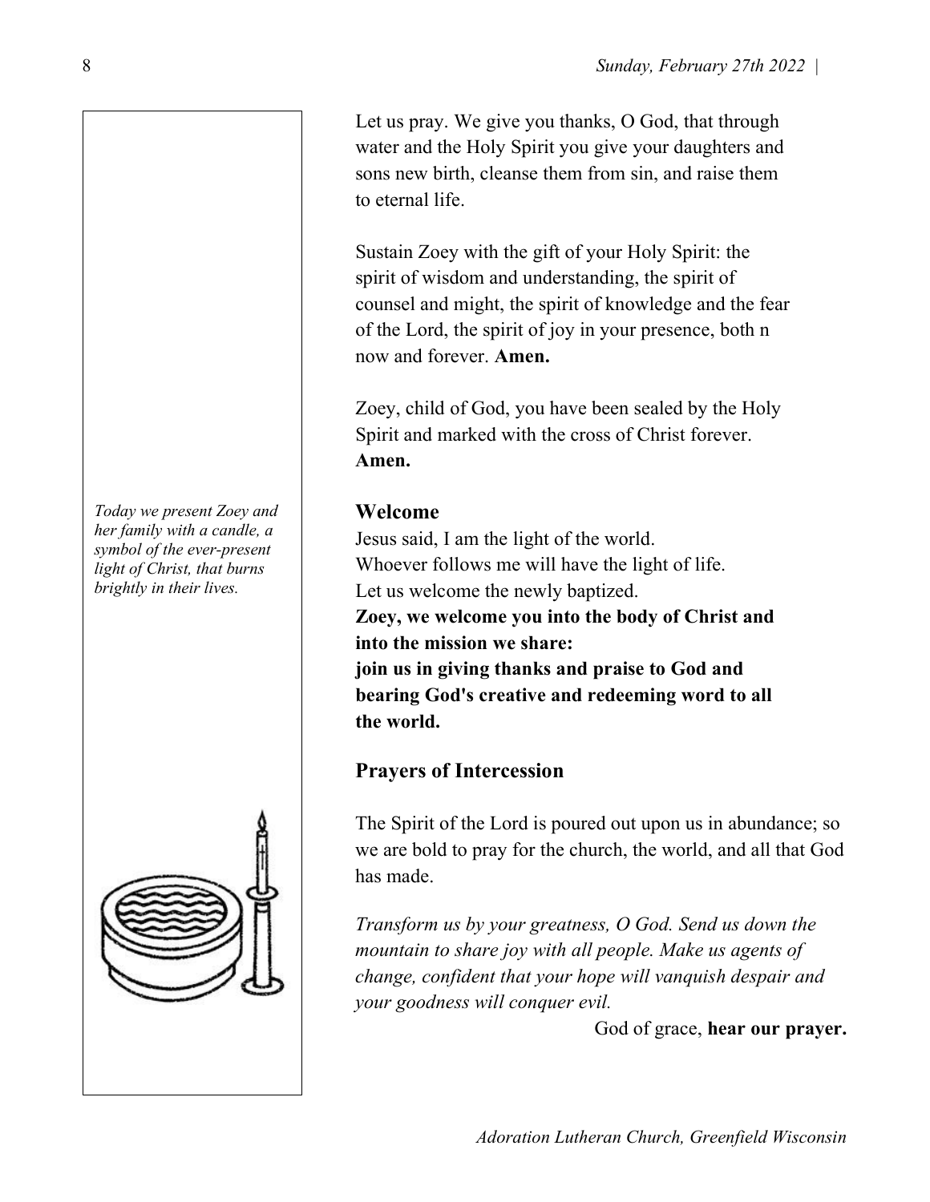Let us pray. We give you thanks, O God, that through water and the Holy Spirit you give your daughters and sons new birth, cleanse them from sin, and raise them to eternal life.

Sustain Zoey with the gift of your Holy Spirit: the spirit of wisdom and understanding, the spirit of counsel and might, the spirit of knowledge and the fear of the Lord, the spirit of joy in your presence, both n now and forever. **Amen.**

Zoey, child of God, you have been sealed by the Holy Spirit and marked with the cross of Christ forever. **Amen.**

*Today we present Zoey and her family with a candle, a symbol of the ever-present light of Christ, that burns brightly in their lives.*

## Welcome

Jesus said, I am the light of the world.
Whoever follows me will have the light of life.
Let us welcome the newly baptized.
**Zoey, we welcome you into the body of Christ and into the mission we share:**
**join us in giving thanks and praise to God and bearing God's creative and redeeming word to all the world.**

## Prayers of Intercession

The Spirit of the Lord is poured out upon us in abundance; so we are bold to pray for the church, the world, and all that God has made.

*Transform us by your greatness, O God. Send us down the mountain to share joy with all people. Make us agents of change, confident that your hope will vanquish despair and your goodness will conquer evil.*

God of grace, **hear our prayer.**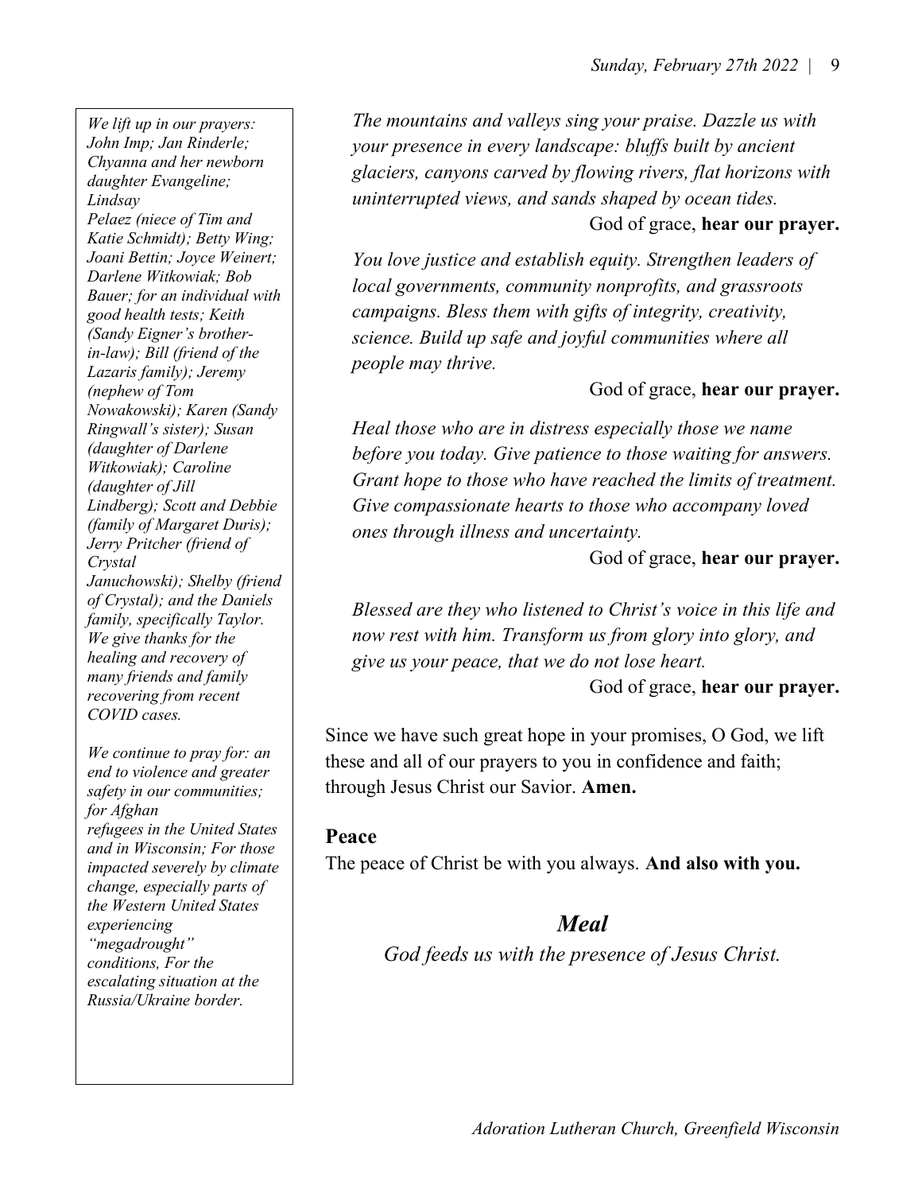*We lift up in our prayers: John Imp; Jan Rinderle; Chyanna and her newborn daughter Evangeline; Lindsay Pelaez (niece of Tim and Katie Schmidt); Betty Wing; Joani Bettin; Joyce Weinert; Darlene Witkowiak; Bob Bauer; for an individual with good health tests; Keith (Sandy Eigner's brother-in-law); Bill (friend of the Lazaris family); Jeremy (nephew of Tom Nowakowski); Karen (Sandy Ringwall's sister); Susan (daughter of Darlene Witkowiak); Caroline (daughter of Jill Lindberg); Scott and Debbie (family of Margaret Duris); Jerry Pritcher (friend of Crystal Januchowski); Shelby (friend of Crystal); and the Daniels family, specifically Taylor. We give thanks for the healing and recovery of many friends and family recovering from recent COVID cases.*

*We continue to pray for: an end to violence and greater safety in our communities; for Afghan refugees in the United States and in Wisconsin; For those impacted severely by climate change, especially parts of the Western United States experiencing "megadrought" conditions, For the escalating situation at the Russia/Ukraine border.*

*The mountains and valleys sing your praise. Dazzle us with your presence in every landscape: bluffs built by ancient glaciers, canyons carved by flowing rivers, flat horizons with uninterrupted views, and sands shaped by ocean tides.*

God of grace, **hear our prayer.**

*You love justice and establish equity. Strengthen leaders of local governments, community nonprofits, and grassroots campaigns. Bless them with gifts of integrity, creativity, science. Build up safe and joyful communities where all people may thrive.*

God of grace, **hear our prayer.**

*Heal those who are in distress especially those we name before you today. Give patience to those waiting for answers. Grant hope to those who have reached the limits of treatment. Give compassionate hearts to those who accompany loved ones through illness and uncertainty.*

God of grace, **hear our prayer.**

*Blessed are they who listened to Christ's voice in this life and now rest with him. Transform us from glory into glory, and give us your peace, that we do not lose heart.*

God of grace, **hear our prayer.**

Since we have such great hope in your promises, O God, we lift these and all of our prayers to you in confidence and faith; through Jesus Christ our Savior. **Amen.**

**Peace**

The peace of Christ be with you always. **And also with you.**

## *Meal*

*God feeds us with the presence of Jesus Christ.*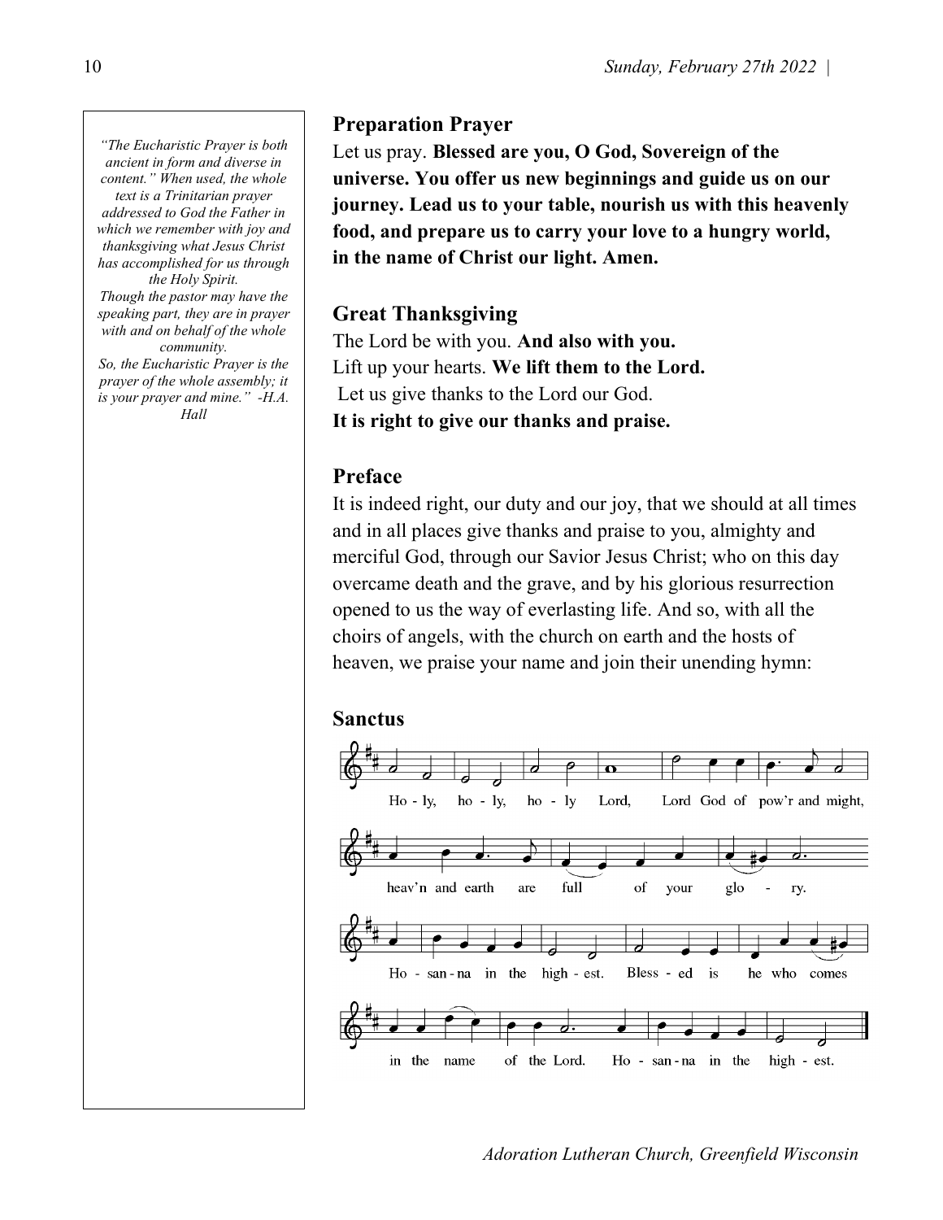*"The Eucharistic Prayer is both ancient in form and diverse in content." When used, the whole text is a Trinitarian prayer addressed to God the Father in which we remember with joy and thanksgiving what Jesus Christ has accomplished for us through the Holy Spirit.*
*Though the pastor may have the speaking part, they are in prayer with and on behalf of the whole community.*
*So, the Eucharistic Prayer is the prayer of the whole assembly; it is your prayer and mine." -H.A. Hall*

## Preparation Prayer

Let us pray. **Blessed are you, O God, Sovereign of the universe. You offer us new beginnings and guide us on our journey. Lead us to your table, nourish us with this heavenly food, and prepare us to carry your love to a hungry world, in the name of Christ our light. Amen.**

## Great Thanksgiving

The Lord be with you. **And also with you.**
Lift up your hearts. **We lift them to the Lord.**
Let us give thanks to the Lord our God.
**It is right to give our thanks and praise.**

## Preface

It is indeed right, our duty and our joy, that we should at all times and in all places give thanks and praise to you, almighty and merciful God, through our Savior Jesus Christ; who on this day overcame death and the grave, and by his glorious resurrection opened to us the way of everlasting life. And so, with all the choirs of angels, with the church on earth and the hosts of heaven, we praise your name and join their unending hymn:

## Sanctus

Ho - ly, ho - ly, ho - ly Lord, Lord God of pow'r and might,
heav'n and earth are full of your glo - ry.
Ho - san - na in the high - est. Bless - ed is he who comes
in the name of the Lord. Ho - san - na in the high - est.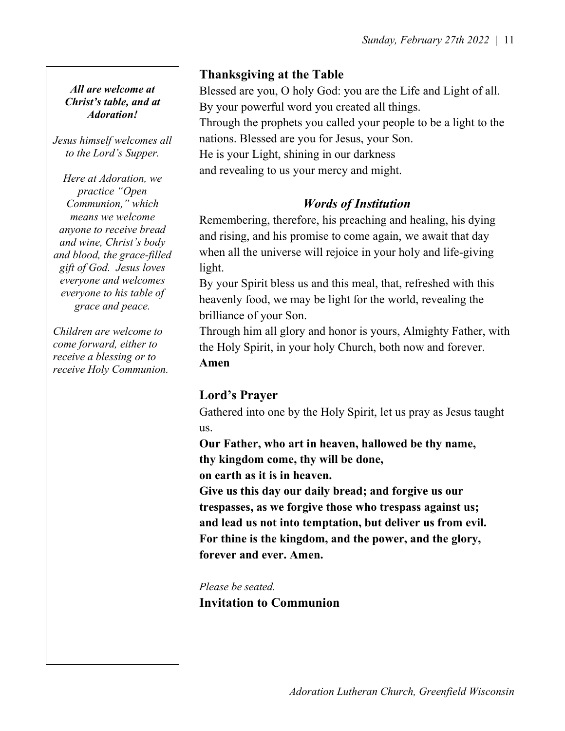***All are welcome at Christ's table, and at Adoration!***

*Jesus himself welcomes all to the Lord's Supper.*

*Here at Adoration, we practice "Open Communion," which means we welcome anyone to receive bread and wine, Christ's body and blood, the grace-filled gift of God. Jesus loves everyone and welcomes everyone to his table of grace and peace.*

*Children are welcome to come forward, either to receive a blessing or to receive Holy Communion.*

## Thanksgiving at the Table

Blessed are you, O holy God: you are the Life and Light of all.
By your powerful word you created all things.
Through the prophets you called your people to be a light to the nations. Blessed are you for Jesus, your Son.
He is your Light, shining in our darkness
and revealing to us your mercy and might.

## *Words of Institution*

Remembering, therefore, his preaching and healing, his dying and rising, and his promise to come again, we await that day when all the universe will rejoice in your holy and life-giving light.

By your Spirit bless us and this meal, that, refreshed with this heavenly food, we may be light for the world, revealing the brilliance of your Son.

Through him all glory and honor is yours, Almighty Father, with the Holy Spirit, in your holy Church, both now and forever.
**Amen**

## Lord's Prayer

Gathered into one by the Holy Spirit, let us pray as Jesus taught us.

**Our Father, who art in heaven, hallowed be thy name,**
**thy kingdom come, thy will be done,**
**on earth as it is in heaven.**
**Give us this day our daily bread; and forgive us our trespasses, as we forgive those who trespass against us;**
**and lead us not into temptation, but deliver us from evil.**
**For thine is the kingdom, and the power, and the glory,**
**forever and ever. Amen.**

*Please be seated.*

## Invitation to Communion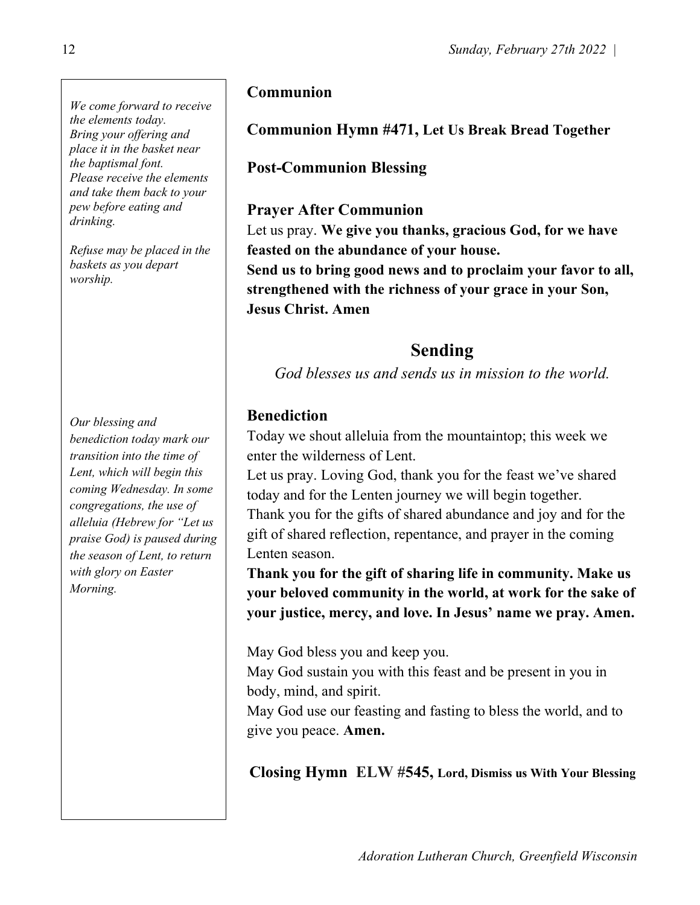*We come forward to receive the elements today. Bring your offering and place it in the basket near the baptismal font. Please receive the elements and take them back to your pew before eating and drinking.*

*Refuse may be placed in the baskets as you depart worship.*

**Communion**

**Communion Hymn #471, Let Us Break Bread Together**

**Post-Communion Blessing**

**Prayer After Communion**

Let us pray. **We give you thanks, gracious God, for we have feasted on the abundance of your house.**
**Send us to bring good news and to proclaim your favor to all, strengthened with the richness of your grace in your Son, Jesus Christ. Amen**

## Sending

*God blesses us and sends us in mission to the world.*

*Our blessing and benediction today mark our transition into the time of Lent, which will begin this coming Wednesday. In some congregations, the use of alleluia (Hebrew for "Let us praise God) is paused during the season of Lent, to return with glory on Easter Morning.*

**Benediction**

Today we shout alleluia from the mountaintop; this week we enter the wilderness of Lent.
Let us pray. Loving God, thank you for the feast we've shared today and for the Lenten journey we will begin together.
Thank you for the gifts of shared abundance and joy and for the gift of shared reflection, repentance, and prayer in the coming Lenten season.
**Thank you for the gift of sharing life in community. Make us your beloved community in the world, at work for the sake of your justice, mercy, and love. In Jesus' name we pray. Amen.**

May God bless you and keep you.
May God sustain you with this feast and be present in you in body, mind, and spirit.
May God use our feasting and fasting to bless the world, and to give you peace. **Amen.**

**Closing Hymn ELW #545, Lord, Dismiss us With Your Blessing**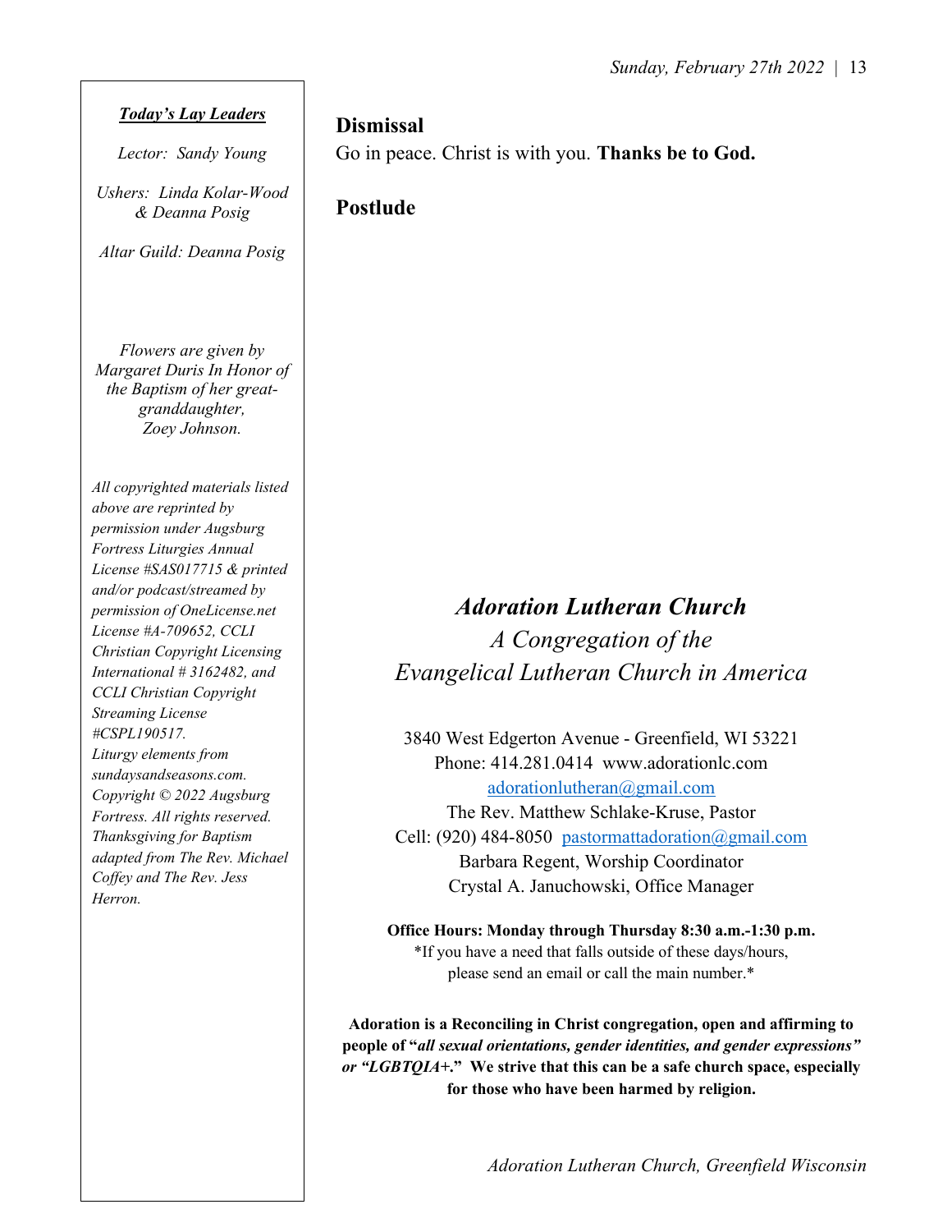## Dismissal

Go in peace. Christ is with you. **Thanks be to God.**

## Postlude

***Today's Lay Leaders***

*Lector: Sandy Young*

*Ushers: Linda Kolar-Wood & Deanna Posig*

*Altar Guild: Deanna Posig*

*Flowers are given by Margaret Duris In Honor of the Baptism of her great-granddaughter, Zoey Johnson.*

*All copyrighted materials listed above are reprinted by permission under Augsburg Fortress Liturgies Annual License #SAS017715 & printed and/or podcast/streamed by permission of OneLicense.net License #A-709652, CCLI Christian Copyright Licensing International # 3162482, and CCLI Christian Copyright Streaming License #CSPL190517. Liturgy elements from sundaysandseasons.com. Copyright © 2022 Augsburg Fortress. All rights reserved. Thanksgiving for Baptism adapted from The Rev. Michael Coffey and The Rev. Jess Herron.*

# *Adoration Lutheran Church*

*A Congregation of the Evangelical Lutheran Church in America*

3840 West Edgerton Avenue - Greenfield, WI 53221
Phone: 414.281.0414 www.adorationlc.com
adorationlutheran@gmail.com
The Rev. Matthew Schlake-Kruse, Pastor
Cell: (920) 484-8050 pastormattadoration@gmail.com
Barbara Regent, Worship Coordinator
Crystal A. Januchowski, Office Manager

**Office Hours: Monday through Thursday 8:30 a.m.-1:30 p.m.**
*If you have a need that falls outside of these days/hours, please send an email or call the main number.*

**Adoration is a Reconciling in Christ congregation, open and affirming to people of "*all sexual orientations, gender identities, and gender expressions" or "LGBTQIA+*." We strive that this can be a safe church space, especially for those who have been harmed by religion.**